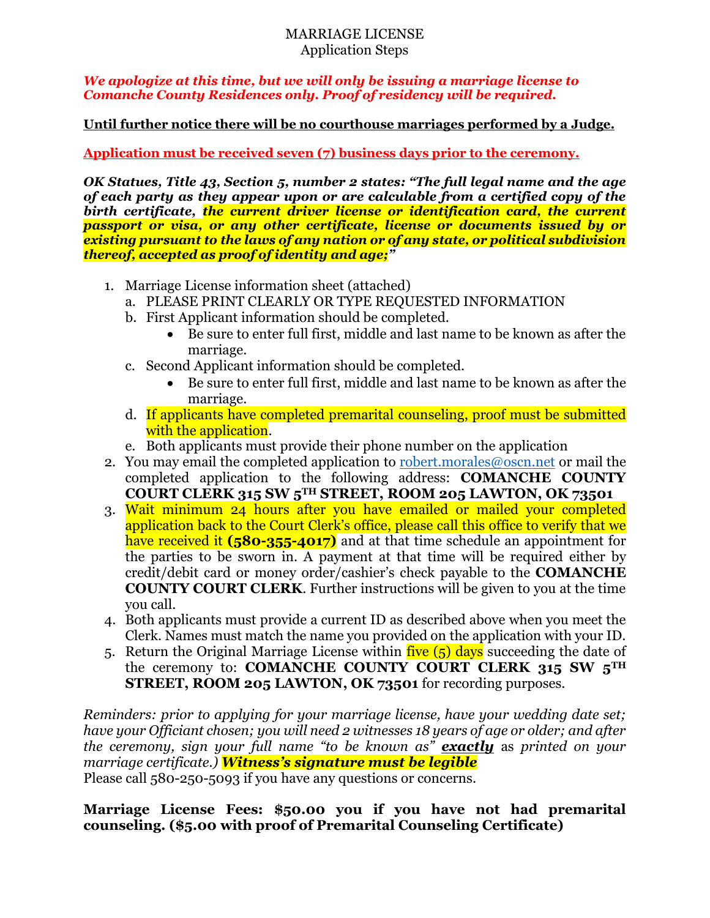# MARRIAGE LICENSE

## Application Steps

***We apologize at this time, but we will only be issuing a marriage license to Comanche County Residences only. Proof of residency will be required.***

**Until further notice there will be no courthouse marriages performed by a Judge.**

**Application must be received seven (7) business days prior to the ceremony.**

***OK Statues, Title 43, Section 5, number 2 states: "The full legal name and the age of each party as they appear upon or are calculable from a certified copy of the birth certificate, the current driver license or identification card, the current passport or visa, or any other certificate, license or documents issued by or existing pursuant to the laws of any nation or of any state, or political subdivision thereof, accepted as proof of identity and age;"***

1. Marriage License information sheet (attached)
   a. PLEASE PRINT CLEARLY OR TYPE REQUESTED INFORMATION
   b. First Applicant information should be completed.
      - Be sure to enter full first, middle and last name to be known as after the marriage.
   c. Second Applicant information should be completed.
      - Be sure to enter full first, middle and last name to be known as after the marriage.
   d. If applicants have completed premarital counseling, proof must be submitted with the application.
   e. Both applicants must provide their phone number on the application
2. You may email the completed application to robert.morales@oscn.net or mail the completed application to the following address: **COMANCHE COUNTY COURT CLERK 315 SW 5TH STREET, ROOM 205 LAWTON, OK 73501**
3. Wait minimum 24 hours after you have emailed or mailed your completed application back to the Court Clerk's office, please call this office to verify that we have received it **(580-355-4017)** and at that time schedule an appointment for the parties to be sworn in. A payment at that time will be required either by credit/debit card or money order/cashier's check payable to the **COMANCHE COUNTY COURT CLERK**. Further instructions will be given to you at the time you call.
4. Both applicants must provide a current ID as described above when you meet the Clerk. Names must match the name you provided on the application with your ID.
5. Return the Original Marriage License within five (5) days succeeding the date of the ceremony to: **COMANCHE COUNTY COURT CLERK 315 SW 5TH STREET, ROOM 205 LAWTON, OK 73501** for recording purposes.

*Reminders: prior to applying for your marriage license, have your wedding date set; have your Officiant chosen; you will need 2 witnesses 18 years of age or older; and after the ceremony, sign your full name "to be known as" **exactly** as printed on your marriage certificate.)* ***Witness's signature must be legible***
Please call 580-250-5093 if you have any questions or concerns.

**Marriage License Fees: $50.00 you if you have not had premarital counseling. ($5.00 with proof of Premarital Counseling Certificate)**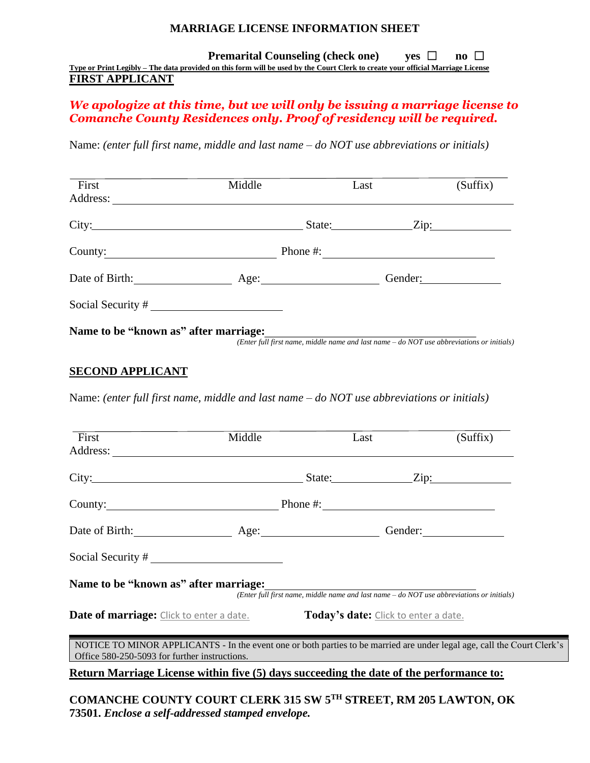# MARRIAGE LICENSE INFORMATION SHEET

**Premarital Counseling (check one)** **yes ☐** **no ☐**

**Type or Print Legibly – The data provided on this form will be used by the Court Clerk to create your official Marriage License**

## FIRST APPLICANT

***We apologize at this time, but we will only be issuing a marriage license to Comanche County Residences only. Proof of residency will be required.***

Name: *(enter full first name, middle and last name – do NOT use abbreviations or initials)*

\_\_\_\_\_\_\_\_\_\_\_\_\_\_\_\_\_\_\_\_\_\_\_\_\_\_\_\_\_\_\_\_\_\_\_\_\_\_\_\_\_\_\_\_\_\_\_\_\_\_\_\_\_\_\_\_\_\_\_\_\_\_\_\_\_\_\_\_

First Middle Last (Suffix)

Address: \_\_\_\_\_\_\_\_\_\_\_\_\_\_\_\_\_\_\_\_\_\_\_\_\_\_\_\_\_\_\_\_\_\_\_\_\_\_\_\_\_\_\_\_\_\_\_\_\_\_\_\_\_\_\_\_\_\_

City: \_\_\_\_\_\_\_\_\_\_\_\_\_\_\_\_\_\_\_\_\_\_\_\_\_\_\_\_ State: \_\_\_\_\_\_\_\_\_\_\_ Zip: \_\_\_\_\_\_\_\_\_\_\_

County: \_\_\_\_\_\_\_\_\_\_\_\_\_\_\_\_\_\_\_\_\_\_\_ Phone #: \_\_\_\_\_\_\_\_\_\_\_\_\_\_\_\_\_\_\_\_\_\_\_\_

Date of Birth: \_\_\_\_\_\_\_\_\_\_\_\_\_ Age: \_\_\_\_\_\_\_\_\_\_\_\_\_\_\_ Gender: \_\_\_\_\_\_\_\_\_\_\_

Social Security # \_\_\_\_\_\_\_\_\_\_\_\_\_\_\_\_\_\_\_

**Name to be "known as" after marriage:** \_\_\_\_\_\_\_\_\_\_\_\_\_\_\_\_\_\_\_\_\_\_\_\_\_\_\_\_\_\_\_\_

*(Enter full first name, middle name and last name – do NOT use abbreviations or initials)*

## SECOND APPLICANT

Name: *(enter full first name, middle and last name – do NOT use abbreviations or initials)*

\_\_\_\_\_\_\_\_\_\_\_\_\_\_\_\_\_\_\_\_\_\_\_\_\_\_\_\_\_\_\_\_\_\_\_\_\_\_\_\_\_\_\_\_\_\_\_\_\_\_\_\_\_\_\_\_\_\_\_\_\_\_\_\_\_\_\_\_

First Middle Last (Suffix)

Address: \_\_\_\_\_\_\_\_\_\_\_\_\_\_\_\_\_\_\_\_\_\_\_\_\_\_\_\_\_\_\_\_\_\_\_\_\_\_\_\_\_\_\_\_\_\_\_\_\_\_\_\_\_\_\_\_\_\_

City: \_\_\_\_\_\_\_\_\_\_\_\_\_\_\_\_\_\_\_\_\_\_\_\_\_\_\_\_ State: \_\_\_\_\_\_\_\_\_\_\_ Zip: \_\_\_\_\_\_\_\_\_\_\_

County: \_\_\_\_\_\_\_\_\_\_\_\_\_\_\_\_\_\_\_\_\_\_\_ Phone #: \_\_\_\_\_\_\_\_\_\_\_\_\_\_\_\_\_\_\_\_\_\_\_\_

Date of Birth: \_\_\_\_\_\_\_\_\_\_\_\_\_ Age: \_\_\_\_\_\_\_\_\_\_\_\_\_\_\_ Gender: \_\_\_\_\_\_\_\_\_\_\_

Social Security # \_\_\_\_\_\_\_\_\_\_\_\_\_\_\_\_\_\_\_

**Name to be "known as" after marriage:** \_\_\_\_\_\_\_\_\_\_\_\_\_\_\_\_\_\_\_\_\_\_\_\_\_\_\_\_\_\_\_\_

*(Enter full first name, middle name and last name – do NOT use abbreviations or initials)*

**Date of marriage:** Click to enter a date. **Today's date:** Click to enter a date.

NOTICE TO MINOR APPLICANTS - In the event one or both parties to be married are under legal age, call the Court Clerk's Office 580-250-5093 for further instructions.

**Return Marriage License within five (5) days succeeding the date of the performance to:**

**COMANCHE COUNTY COURT CLERK 315 SW 5TH STREET, RM 205 LAWTON, OK 73501.** ***Enclose a self-addressed stamped envelope.***